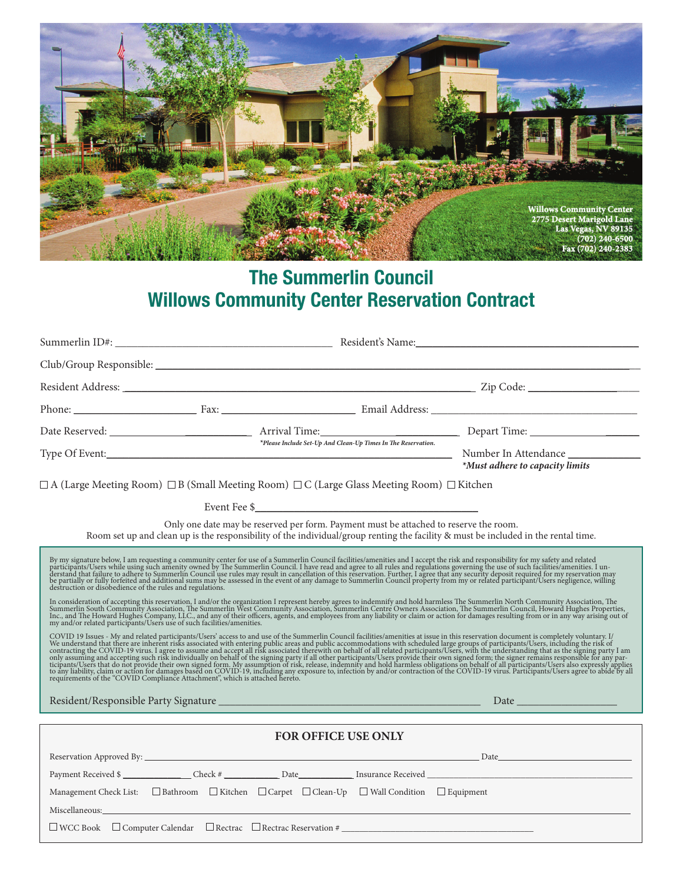Willows Community Center
2775 Desert Marigold Lane
Las Vegas, NV 89135
(702) 240-6500
Fax (702) 240-2383

# The Summerlin Council
# Willows Community Center Reservation Contract

Summerlin ID#: ______________________ Resident's Name: ______________________

Club/Group Responsible: ______________________________________________

Resident Address: ______________________________________ Zip Code: ____________

Phone: ______________ Fax: ______________ Email Address: ______________________

Date Reserved: ______________ Arrival Time: ______________ Depart Time: ______________

*\*Please Include Set-Up And Clean-Up Times In The Reservation.*

Type Of Event: ______________________________ Number In Attendance ____________

*\*Must adhere to capacity limits*

☐ A (Large Meeting Room) ☐ B (Small Meeting Room) ☐ C (Large Glass Meeting Room) ☐ Kitchen

Event Fee $______________________

Only one date may be reserved per form. Payment must be attached to reserve the room.
Room set up and clean up is the responsibility of the individual/group renting the facility & must be included in the rental time.

By my signature below, I am requesting a community center for use of a Summerlin Council facilities/amenities and I accept the risk and responsibility for my safety and related participants/Users while using such amenity owned by The Summerlin Council. I have read and agree to all rules and regulations governing the use of such facilities/amenities. I understand that failure to adhere to Summerlin Council use rules may result in cancellation of this reservation. Further, I agree that any security deposit required for my reservation may be partially or fully forfeited and additional sums may be assessed in the event of any damage to Summerlin Council property from my or related participant/Users negligence, willing destruction or disobedience of the rules and regulations.

In consideration of accepting this reservation, I and/or the organization I represent hereby agrees to indemnify and hold harmless The Summerlin North Community Association, The Summerlin South Community Association, The Summerlin West Community Association, Summerlin Centre Owners Association, The Summerlin Council, Howard Hughes Properties, Inc., and The Howard Hughes Company, LLC., and any of their officers, agents, and employees from any liability or claim or action for damages resulting from or in any way arising out of my and/or related participants/Users use of such facilities/amenities.

COVID 19 Issues - My and related participants/Users' access to and use of the Summerlin Council facilities/amenities at issue in this reservation document is completely voluntary. I/We understand that there are inherent risks associated with entering public areas and public accommodations with scheduled large groups of participants/Users, including the risk of contracting the COVID-19 virus. I agree to assume and accept all risk associated therewith on behalf of all related participants/Users, with the understanding that as the signing party I am only assuming and accepting such risk individually on behalf of the signing party if all other participants/Users provide their own signed form; the signer remains responsible for any participants/Users that do not provide their own signed form. My assumption of risk, release, indemnity and hold harmless obligations on behalf of all participants/Users also expressly applies to any liability, claim or action for damages based on COVID-19, including any exposure to, infection by and/or contraction of the COVID-19 virus. Participants/Users agree to abide by all requirements of the "COVID Compliance Attachment", which is attached hereto.

Resident/Responsible Party Signature ______________________________ Date ____________

## FOR OFFICE USE ONLY

Reservation Approved By: ______________________________ Date ______________

Payment Received $ __________ Check # __________ Date __________ Insurance Received ______________

Management Check List: ☐ Bathroom ☐ Kitchen ☐ Carpet ☐ Clean-Up ☐ Wall Condition ☐ Equipment

Miscellaneous: ______________________________________________

☐ WCC Book ☐ Computer Calendar ☐ Rectrac ☐ Rectrac Reservation # ______________________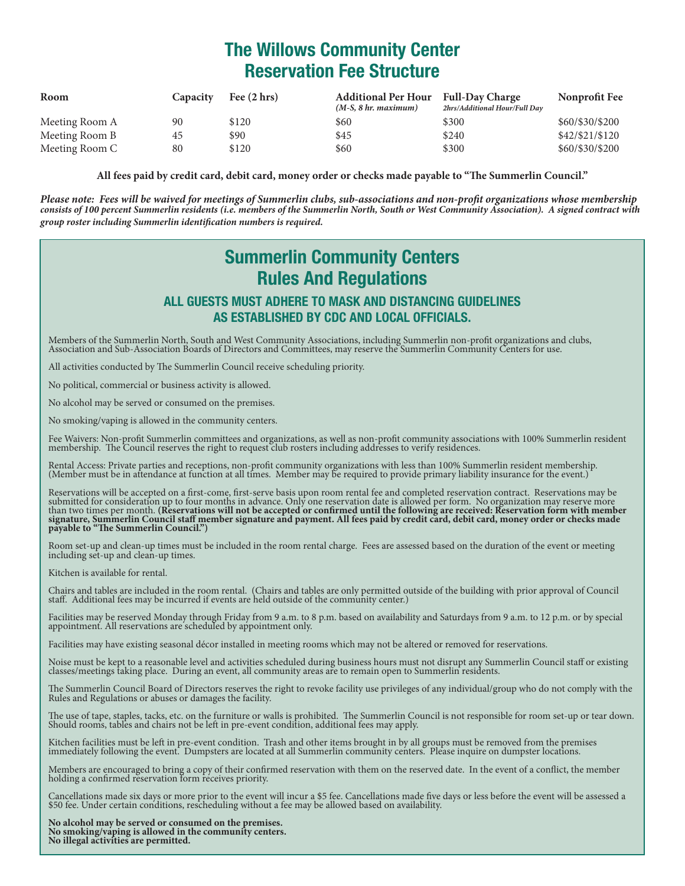# The Willows Community Center
# Reservation Fee Structure

| Room | Capacity | Fee (2 hrs) | Additional Per Hour *(M-S, 8 hr. maximum)* | Full-Day Charge | Nonprofit Fee *2hrs/Additional Hour/Full Day* |
|---|---|---|---|---|---|
| Meeting Room A | 90 | $120 | $60 | $300 | $60/$30/$200 |
| Meeting Room B | 45 | $90 | $45 | $240 | $42/$21/$120 |
| Meeting Room C | 80 | $120 | $60 | $300 | $60/$30/$200 |

**All fees paid by credit card, debit card, money order or checks made payable to "The Summerlin Council."**

***Please note: Fees will be waived for meetings of Summerlin clubs, sub-associations and non-profit organizations whose membership consists of 100 percent Summerlin residents (i.e. members of the Summerlin North, South or West Community Association). A signed contract with group roster including Summerlin identification numbers is required.***

## Summerlin Community Centers Rules And Regulations

### ALL GUESTS MUST ADHERE TO MASK AND DISTANCING GUIDELINES AS ESTABLISHED BY CDC AND LOCAL OFFICIALS.

Members of the Summerlin North, South and West Community Associations, including Summerlin non-profit organizations and clubs, Association and Sub-Association Boards of Directors and Committees, may reserve the Summerlin Community Centers for use.

All activities conducted by The Summerlin Council receive scheduling priority.

No political, commercial or business activity is allowed.

No alcohol may be served or consumed on the premises.

No smoking/vaping is allowed in the community centers.

Fee Waivers: Non-profit Summerlin committees and organizations, as well as non-profit community associations with 100% Summerlin resident membership. The Council reserves the right to request club rosters including addresses to verify residences.

Rental Access: Private parties and receptions, non-profit community organizations with less than 100% Summerlin resident membership. (Member must be in attendance at function at all times. Member may be required to provide primary liability insurance for the event.)

Reservations will be accepted on a first-come, first-serve basis upon room rental fee and completed reservation contract. Reservations may be submitted for consideration up to four months in advance. Only one reservation date is allowed per form. No organization may reserve more than two times per month. **(Reservations will not be accepted or confirmed until the following are received: Reservation form with member signature, Summerlin Council staff member signature and payment. All fees paid by credit card, debit card, money order or checks made payable to "The Summerlin Council.")**

Room set-up and clean-up times must be included in the room rental charge. Fees are assessed based on the duration of the event or meeting including set-up and clean-up times.

Kitchen is available for rental.

Chairs and tables are included in the room rental. (Chairs and tables are only permitted outside of the building with prior approval of Council staff. Additional fees may be incurred if events are held outside of the community center.)

Facilities may be reserved Monday through Friday from 9 a.m. to 8 p.m. based on availability and Saturdays from 9 a.m. to 12 p.m. or by special appointment. All reservations are scheduled by appointment only.

Facilities may have existing seasonal décor installed in meeting rooms which may not be altered or removed for reservations.

Noise must be kept to a reasonable level and activities scheduled during business hours must not disrupt any Summerlin Council staff or existing classes/meetings taking place. During an event, all community areas are to remain open to Summerlin residents.

The Summerlin Council Board of Directors reserves the right to revoke facility use privileges of any individual/group who do not comply with the Rules and Regulations or abuses or damages the facility.

The use of tape, staples, tacks, etc. on the furniture or walls is prohibited. The Summerlin Council is not responsible for room set-up or tear down. Should rooms, tables and chairs not be left in pre-event condition, additional fees may apply.

Kitchen facilities must be left in pre-event condition. Trash and other items brought in by all groups must be removed from the premises immediately following the event. Dumpsters are located at all Summerlin community centers. Please inquire on dumpster locations.

Members are encouraged to bring a copy of their confirmed reservation with them on the reserved date. In the event of a conflict, the member holding a confirmed reservation form receives priority.

Cancellations made six days or more prior to the event will incur a $5 fee. Cancellations made five days or less before the event will be assessed a $50 fee. Under certain conditions, rescheduling without a fee may be allowed based on availability.

**No alcohol may be served or consumed on the premises.**
**No smoking/vaping is allowed in the community centers.**
**No illegal activities are permitted.**